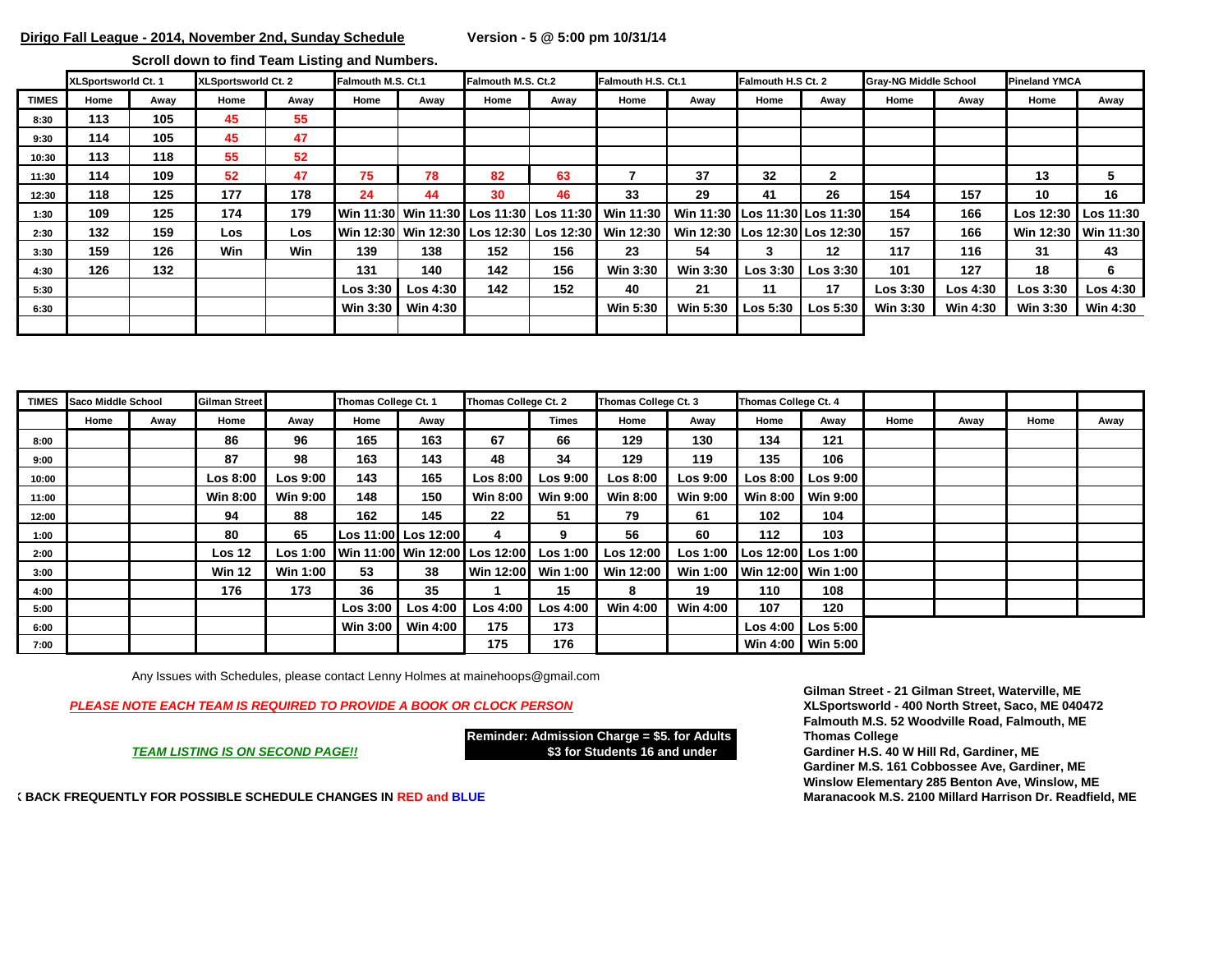**Dirigo Fall League - 2014, November 2nd, Sunday Schedule** **Version - 5 @ 5:00 pm 10/31/14**

**Scroll down to find Team Listing and Numbers.**

| | XLSportsworld Ct. 1 | | XLSportsworld Ct. 2 | | Falmouth M.S. Ct.1 | | Falmouth M.S. Ct.2 | | Falmouth H.S. Ct.1 | | Falmouth H.S Ct. 2 | | Gray-NG Middle School | | Pineland YMCA | |
|---|---|---|---|---|---|---|---|---|---|---|---|---|---|---|---|---|
| **TIMES** | Home | Away | Home | Away | Home | Away | Home | Away | Home | Away | Home | Away | Home | Away | Home | Away |
| 8:30 | 113 | 105 | 45 | 55 | | | | | | | | | | | | |
| 9:30 | 114 | 105 | 45 | 47 | | | | | | | | | | | | |
| 10:30 | 113 | 118 | 55 | 52 | | | | | | | | | | | | |
| 11:30 | 114 | 109 | 52 | 47 | 75 | 78 | 82 | 63 | 7 | 37 | 32 | 2 | | | 13 | 5 |
| 12:30 | 118 | 125 | 177 | 178 | 24 | 44 | 30 | 46 | 33 | 29 | 41 | 26 | 154 | 157 | 10 | 16 |
| 1:30 | 109 | 125 | 174 | 179 | Win 11:30 | Win 11:30 | Los 11:30 | Los 11:30 | Win 11:30 | Win 11:30 | Los 11:30 | Los 11:30 | 154 | 166 | Los 12:30 | Los 11:30 |
| 2:30 | 132 | 159 | Los | Los | Win 12:30 | Win 12:30 | Los 12:30 | Los 12:30 | Win 12:30 | Win 12:30 | Los 12:30 | Los 12:30 | 157 | 166 | Win 12:30 | Win 11:30 |
| 3:30 | 159 | 126 | Win | Win | 139 | 138 | 152 | 156 | 23 | 54 | 3 | 12 | 117 | 116 | 31 | 43 |
| 4:30 | 126 | 132 | | | 131 | 140 | 142 | 156 | Win 3:30 | Win 3:30 | Los 3:30 | Los 3:30 | 101 | 127 | 18 | 6 |
| 5:30 | | | | | Los 3:30 | Los 4:30 | 142 | 152 | 40 | 21 | 11 | 17 | Los 3:30 | Los 4:30 | Los 3:30 | Los 4:30 |
| 6:30 | | | | | Win 3:30 | Win 4:30 | | | Win 5:30 | Win 5:30 | Los 5:30 | Los 5:30 | Win 3:30 | Win 4:30 | Win 3:30 | Win 4:30 |
| | | | | | | | | | | | | | | | | |

| **TIMES** | Saco Middle School | | Gilman Street | | Thomas College Ct. 1 | | Thomas College Ct. 2 | | Thomas College Ct. 3 | | Thomas College Ct. 4 | | | | | |
|---|---|---|---|---|---|---|---|---|---|---|---|---|---|---|---|---|
| | Home | Away | Home | Away | Home | Away | | Times | Home | Away | Home | Away | Home | Away | Home | Away |
| 8:00 | | | 86 | 96 | 165 | 163 | 67 | 66 | 129 | 130 | 134 | 121 | | | | |
| 9:00 | | | 87 | 98 | 163 | 143 | 48 | 34 | 129 | 119 | 135 | 106 | | | | |
| 10:00 | | | Los 8:00 | Los 9:00 | 143 | 165 | Los 8:00 | Los 9:00 | Los 8:00 | Los 9:00 | Los 8:00 | Los 9:00 | | | | |
| 11:00 | | | Win 8:00 | Win 9:00 | 148 | 150 | Win 8:00 | Win 9:00 | Win 8:00 | Win 9:00 | Win 8:00 | Win 9:00 | | | | |
| 12:00 | | | 94 | 88 | 162 | 145 | 22 | 51 | 79 | 61 | 102 | 104 | | | | |
| 1:00 | | | 80 | 65 | Los 11:00 | Los 12:00 | 4 | 9 | 56 | 60 | 112 | 103 | | | | |
| 2:00 | | | Los 12 | Los 1:00 | Win 11:00 | Win 12:00 | Los 12:00 | Los 1:00 | Los 12:00 | Los 1:00 | Los 12:00 | Los 1:00 | | | | |
| 3:00 | | | Win 12 | Win 1:00 | 53 | 38 | Win 12:00 | Win 1:00 | Win 12:00 | Win 1:00 | Win 12:00 | Win 1:00 | | | | |
| 4:00 | | | 176 | 173 | 36 | 35 | 1 | 15 | 8 | 19 | 110 | 108 | | | | |
| 5:00 | | | | | Los 3:00 | Los 4:00 | Los 4:00 | Los 4:00 | Win 4:00 | Win 4:00 | 107 | 120 | | | | |
| 6:00 | | | | | Win 3:00 | Win 4:00 | 175 | 173 | | | Los 4:00 | Los 5:00 | | | | |
| 7:00 | | | | | | | 175 | 176 | | | Win 4:00 | Win 5:00 | | | | |

Any Issues with Schedules, please contact Lenny Holmes at mainehoops@gmail.com

***PLEASE NOTE EACH TEAM IS REQUIRED TO PROVIDE A BOOK OR CLOCK PERSON***

***TEAM LISTING IS ON SECOND PAGE!!***

**Reminder: Admission Charge = $5. for Adults**
**$3 for Students 16 and under**

**( BACK FREQUENTLY FOR POSSIBLE SCHEDULE CHANGES IN RED and BLUE**

**Gilman Street - 21 Gilman Street, Waterville, ME**
**XLSportsworld - 400 North Street, Saco, ME 040472**
**Falmouth M.S. 52 Woodville Road, Falmouth, ME**
**Thomas College**
**Gardiner H.S. 40 W Hill Rd, Gardiner, ME**
**Gardiner M.S. 161 Cobbossee Ave, Gardiner, ME**
**Winslow Elementary 285 Benton Ave, Winslow, ME**
**Maranacook M.S. 2100 Millard Harrison Dr. Readfield, ME**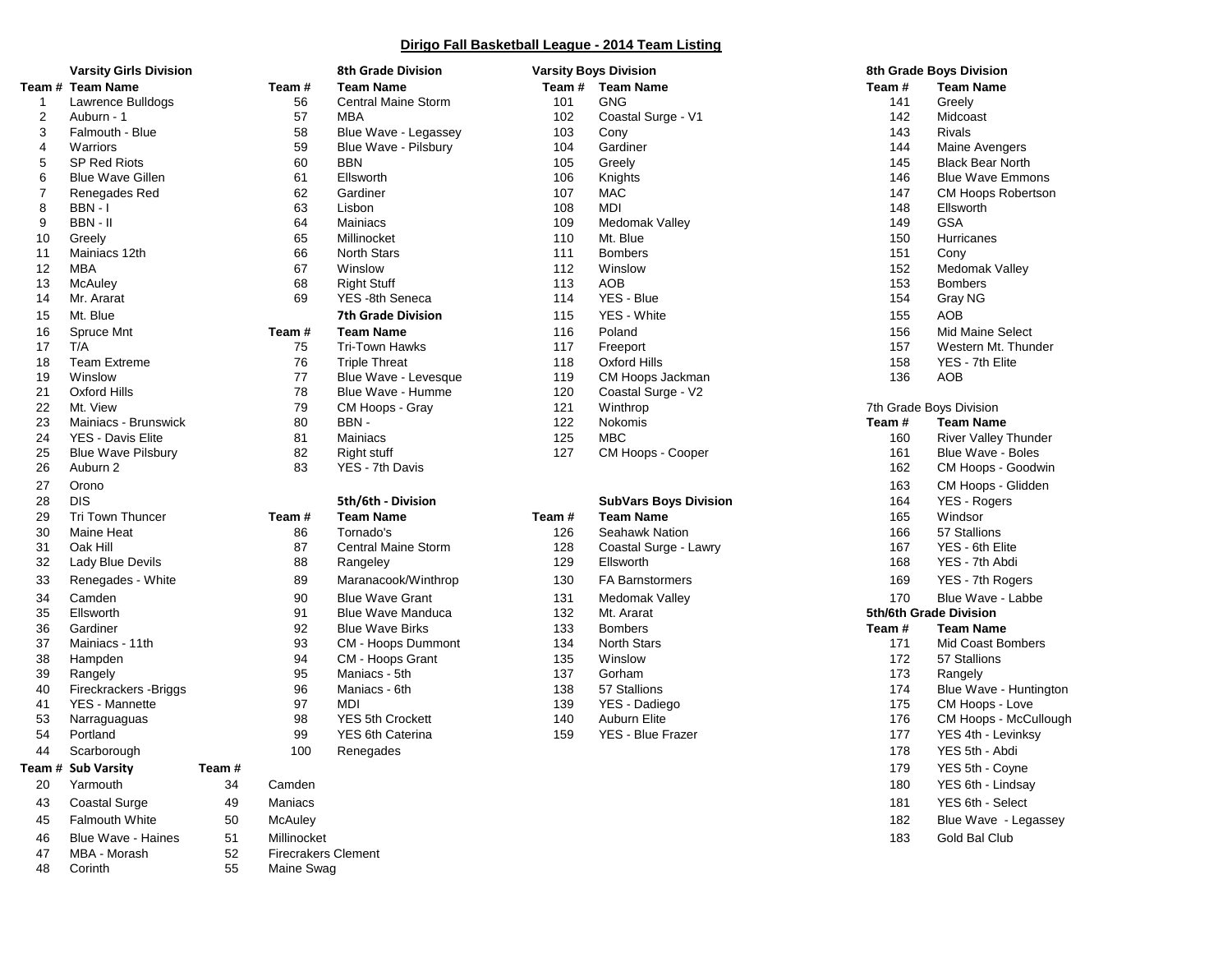## Dirigo Fall Basketball League - 2014 Team Listing

### Varsity Girls Division

| Team # | Team Name |
|---|---|
| 1 | Lawrence Bulldogs |
| 2 | Auburn - 1 |
| 3 | Falmouth - Blue |
| 4 | Warriors |
| 5 | SP Red Riots |
| 6 | Blue Wave Gillen |
| 7 | Renegades Red |
| 8 | BBN - I |
| 9 | BBN - II |
| 10 | Greely |
| 11 | Mainiacs 12th |
| 12 | MBA |
| 13 | McAuley |
| 14 | Mr. Ararat |
| 15 | Mt. Blue |
| 16 | Spruce Mnt |
| 17 | T/A |
| 18 | Team Extreme |
| 19 | Winslow |
| 21 | Oxford Hills |
| 22 | Mt. View |
| 23 | Mainiacs - Brunswick |
| 24 | YES - Davis Elite |
| 25 | Blue Wave Pilsbury |
| 26 | Auburn 2 |
| 27 | Orono |
| 28 | DIS |
| 29 | Tri Town Thuncer |
| 30 | Maine Heat |
| 31 | Oak Hill |
| 32 | Lady Blue Devils |
| 33 | Renegades - White |
| 34 | Camden |
| 35 | Ellsworth |
| 36 | Gardiner |
| 37 | Mainiacs - 11th |
| 38 | Hampden |
| 39 | Rangely |
| 40 | Fireckrackers -Briggs |
| 41 | YES - Mannette |
| 53 | Narraguaguas |
| 54 | Portland |
| 44 | Scarborough |

### Sub Varsity

| Team # | Sub Varsity | Team # | |
|---|---|---|---|
| 20 | Yarmouth | 34 | Camden |
| 43 | Coastal Surge | 49 | Maniacs |
| 45 | Falmouth White | 50 | McAuley |
| 46 | Blue Wave - Haines | 51 | Millinocket |
| 47 | MBA - Morash | 52 | Firecrakers Clement |
| 48 | Corinth | 55 | Maine Swag |

### 8th Grade Division

| Team # | Team Name |
|---|---|
| 56 | Central Maine Storm |
| 57 | MBA |
| 58 | Blue Wave - Legassey |
| 59 | Blue Wave - Pilsbury |
| 60 | BBN |
| 61 | Ellsworth |
| 62 | Gardiner |
| 63 | Lisbon |
| 64 | Mainiacs |
| 65 | Millinocket |
| 66 | North Stars |
| 67 | Winslow |
| 68 | Right Stuff |
| 69 | YES -8th Seneca |

### 7th Grade Division

| Team # | Team Name |
|---|---|
| 75 | Tri-Town Hawks |
| 76 | Triple Threat |
| 77 | Blue Wave - Levesque |
| 78 | Blue Wave - Humme |
| 79 | CM Hoops - Gray |
| 80 | BBN - |
| 81 | Mainiacs |
| 82 | Right stuff |
| 83 | YES - 7th Davis |

### 5th/6th - Division

| Team # | Team Name |
|---|---|
| 86 | Tornado's |
| 87 | Central Maine Storm |
| 88 | Rangeley |
| 89 | Maranacook/Winthrop |
| 90 | Blue Wave Grant |
| 91 | Blue Wave Manduca |
| 92 | Blue Wave Birks |
| 93 | CM - Hoops Dummont |
| 94 | CM - Hoops Grant |
| 95 | Maniacs - 5th |
| 96 | Maniacs - 6th |
| 97 | MDI |
| 98 | YES 5th Crockett |
| 99 | YES 6th Caterina |
| 100 | Renegades |

### Varsity Boys Division

| Team # | Team Name |
|---|---|
| 101 | GNG |
| 102 | Coastal Surge - V1 |
| 103 | Cony |
| 104 | Gardiner |
| 105 | Greely |
| 106 | Knights |
| 107 | MAC |
| 108 | MDI |
| 109 | Medomak Valley |
| 110 | Mt. Blue |
| 111 | Bombers |
| 112 | Winslow |
| 113 | AOB |
| 114 | YES - Blue |
| 115 | YES - White |
| 116 | Poland |
| 117 | Freeport |
| 118 | Oxford Hills |
| 119 | CM Hoops Jackman |
| 120 | Coastal Surge - V2 |
| 121 | Winthrop |
| 122 | Nokomis |
| 125 | MBC |
| 127 | CM Hoops - Cooper |

### SubVars Boys Division

| Team # | Team Name |
|---|---|
| 126 | Seahawk Nation |
| 128 | Coastal Surge - Lawry |
| 129 | Ellsworth |
| 130 | FA Barnstormers |
| 131 | Medomak Valley |
| 132 | Mt. Ararat |
| 133 | Bombers |
| 134 | North Stars |
| 135 | Winslow |
| 137 | Gorham |
| 138 | 57 Stallions |
| 139 | YES - Dadiego |
| 140 | Auburn Elite |
| 159 | YES - Blue Frazer |

### 8th Grade Boys Division

| Team # | Team Name |
|---|---|
| 141 | Greely |
| 142 | Midcoast |
| 143 | Rivals |
| 144 | Maine Avengers |
| 145 | Black Bear North |
| 146 | Blue Wave Emmons |
| 147 | CM Hoops Robertson |
| 148 | Ellsworth |
| 149 | GSA |
| 150 | Hurricanes |
| 151 | Cony |
| 152 | Medomak Valley |
| 153 | Bombers |
| 154 | Gray NG |
| 155 | AOB |
| 156 | Mid Maine Select |
| 157 | Western Mt. Thunder |
| 158 | YES - 7th Elite |
| 136 | AOB |

### 7th Grade Boys Division

| Team # | Team Name |
|---|---|
| 160 | River Valley Thunder |
| 161 | Blue Wave - Boles |
| 162 | CM Hoops - Goodwin |
| 163 | CM Hoops - Glidden |
| 164 | YES - Rogers |
| 165 | Windsor |
| 166 | 57 Stallions |
| 167 | YES - 6th Elite |
| 168 | YES - 7th Abdi |
| 169 | YES - 7th Rogers |
| 170 | Blue Wave - Labbe |

### 5th/6th Grade Division

| Team # | Team Name |
|---|---|
| 171 | Mid Coast Bombers |
| 172 | 57 Stallions |
| 173 | Rangely |
| 174 | Blue Wave - Huntington |
| 175 | CM Hoops - Love |
| 176 | CM Hoops - McCullough |
| 177 | YES 4th - Levinksy |
| 178 | YES 5th - Abdi |
| 179 | YES 5th - Coyne |
| 180 | YES 6th - Lindsay |
| 181 | YES 6th - Select |
| 182 | Blue Wave - Legassey |
| 183 | Gold Bal Club |